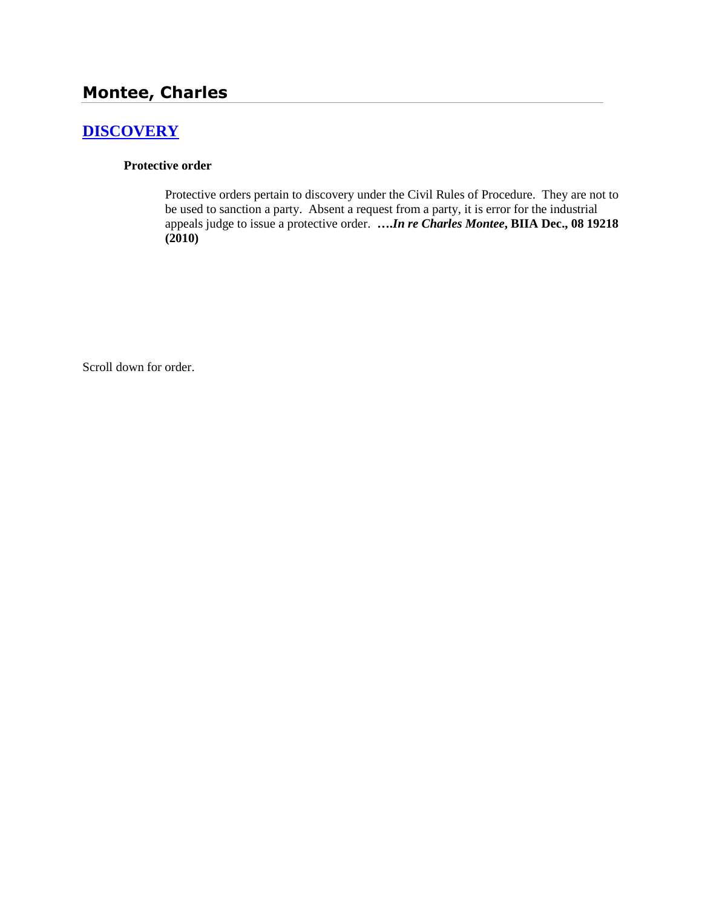# Montee, Charles

## [DISCOVERY]

### Protective order

Protective orders pertain to discovery under the Civil Rules of Procedure. They are not to be used to sanction a party. Absent a request from a party, it is error for the industrial appeals judge to issue a protective order. **….*In re Charles Montee*, BIIA Dec., 08 19218 (2010)**

Scroll down for order.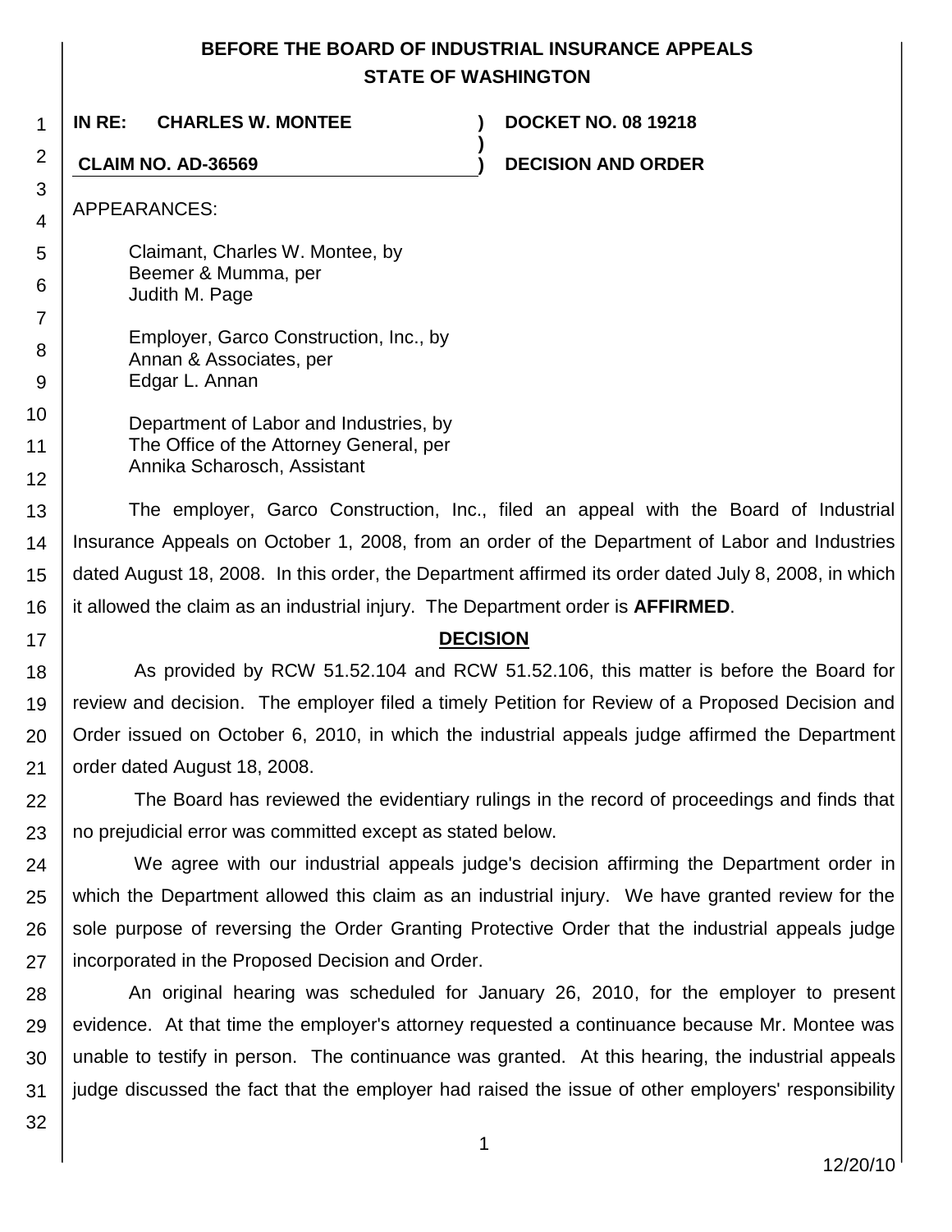**BEFORE THE BOARD OF INDUSTRIAL INSURANCE APPEALS**
**STATE OF WASHINGTON**

| | | |
|---|---|---|
| **IN RE: CHARLES W. MONTEE** | **)** | **DOCKET NO. 08 19218** |
| | **)** | |
| **CLAIM NO. AD-36569** | **)** | **DECISION AND ORDER** |

APPEARANCES:

Claimant, Charles W. Montee, by
Beemer & Mumma, per
Judith M. Page

Employer, Garco Construction, Inc., by
Annan & Associates, per
Edgar L. Annan

Department of Labor and Industries, by
The Office of the Attorney General, per
Annika Scharosch, Assistant

The employer, Garco Construction, Inc., filed an appeal with the Board of Industrial Insurance Appeals on October 1, 2008, from an order of the Department of Labor and Industries dated August 18, 2008. In this order, the Department affirmed its order dated July 8, 2008, in which it allowed the claim as an industrial injury. The Department order is **AFFIRMED**.

## DECISION

As provided by RCW 51.52.104 and RCW 51.52.106, this matter is before the Board for review and decision. The employer filed a timely Petition for Review of a Proposed Decision and Order issued on October 6, 2010, in which the industrial appeals judge affirmed the Department order dated August 18, 2008.

The Board has reviewed the evidentiary rulings in the record of proceedings and finds that no prejudicial error was committed except as stated below.

We agree with our industrial appeals judge's decision affirming the Department order in which the Department allowed this claim as an industrial injury. We have granted review for the sole purpose of reversing the Order Granting Protective Order that the industrial appeals judge incorporated in the Proposed Decision and Order.

An original hearing was scheduled for January 26, 2010, for the employer to present evidence. At that time the employer's attorney requested a continuance because Mr. Montee was unable to testify in person. The continuance was granted. At this hearing, the industrial appeals judge discussed the fact that the employer had raised the issue of other employers' responsibility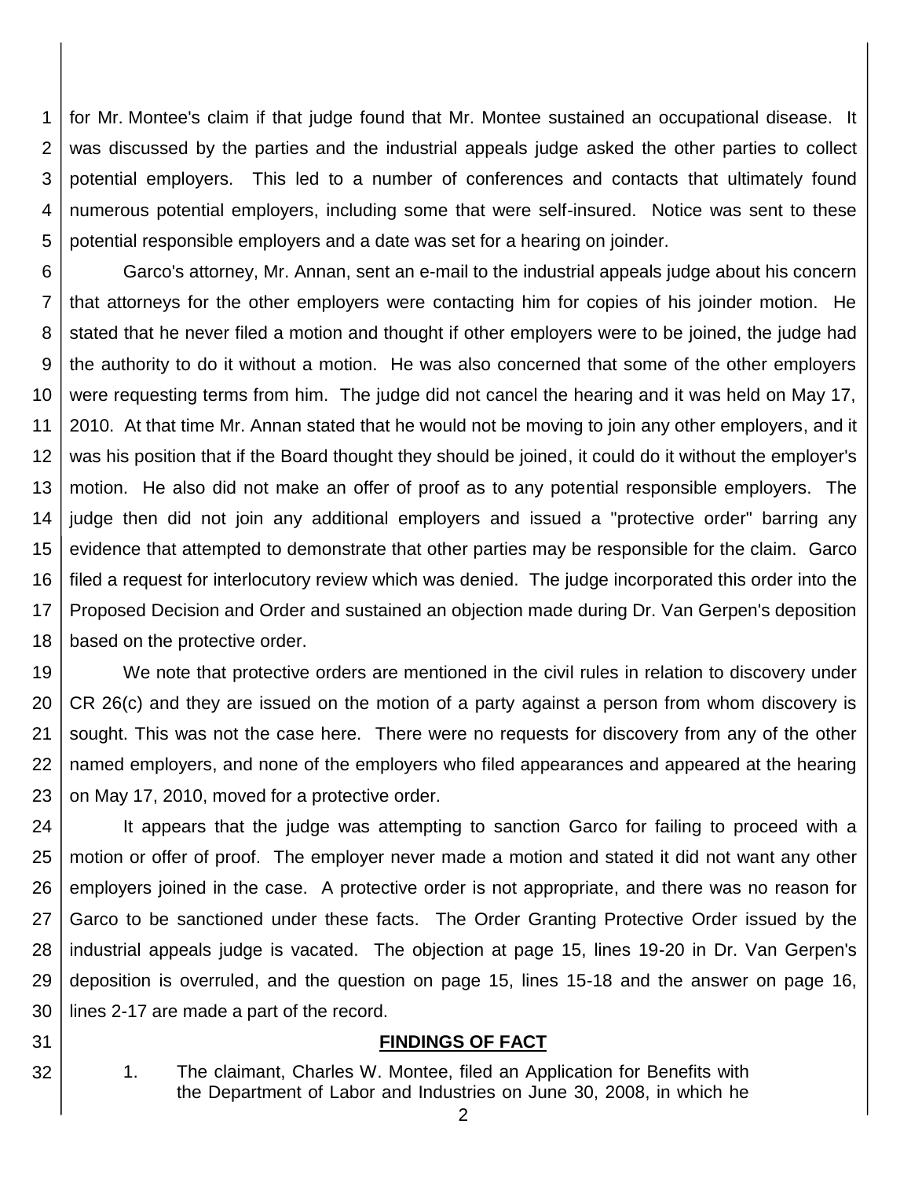for Mr. Montee's claim if that judge found that Mr. Montee sustained an occupational disease. It was discussed by the parties and the industrial appeals judge asked the other parties to collect potential employers. This led to a number of conferences and contacts that ultimately found numerous potential employers, including some that were self-insured. Notice was sent to these potential responsible employers and a date was set for a hearing on joinder.

Garco's attorney, Mr. Annan, sent an e-mail to the industrial appeals judge about his concern that attorneys for the other employers were contacting him for copies of his joinder motion. He stated that he never filed a motion and thought if other employers were to be joined, the judge had the authority to do it without a motion. He was also concerned that some of the other employers were requesting terms from him. The judge did not cancel the hearing and it was held on May 17, 2010. At that time Mr. Annan stated that he would not be moving to join any other employers, and it was his position that if the Board thought they should be joined, it could do it without the employer's motion. He also did not make an offer of proof as to any potential responsible employers. The judge then did not join any additional employers and issued a "protective order" barring any evidence that attempted to demonstrate that other parties may be responsible for the claim. Garco filed a request for interlocutory review which was denied. The judge incorporated this order into the Proposed Decision and Order and sustained an objection made during Dr. Van Gerpen's deposition based on the protective order.

We note that protective orders are mentioned in the civil rules in relation to discovery under CR 26(c) and they are issued on the motion of a party against a person from whom discovery is sought. This was not the case here. There were no requests for discovery from any of the other named employers, and none of the employers who filed appearances and appeared at the hearing on May 17, 2010, moved for a protective order.

It appears that the judge was attempting to sanction Garco for failing to proceed with a motion or offer of proof. The employer never made a motion and stated it did not want any other employers joined in the case. A protective order is not appropriate, and there was no reason for Garco to be sanctioned under these facts. The Order Granting Protective Order issued by the industrial appeals judge is vacated. The objection at page 15, lines 19-20 in Dr. Van Gerpen's deposition is overruled, and the question on page 15, lines 15-18 and the answer on page 16, lines 2-17 are made a part of the record.

## FINDINGS OF FACT

1. The claimant, Charles W. Montee, filed an Application for Benefits with the Department of Labor and Industries on June 30, 2008, in which he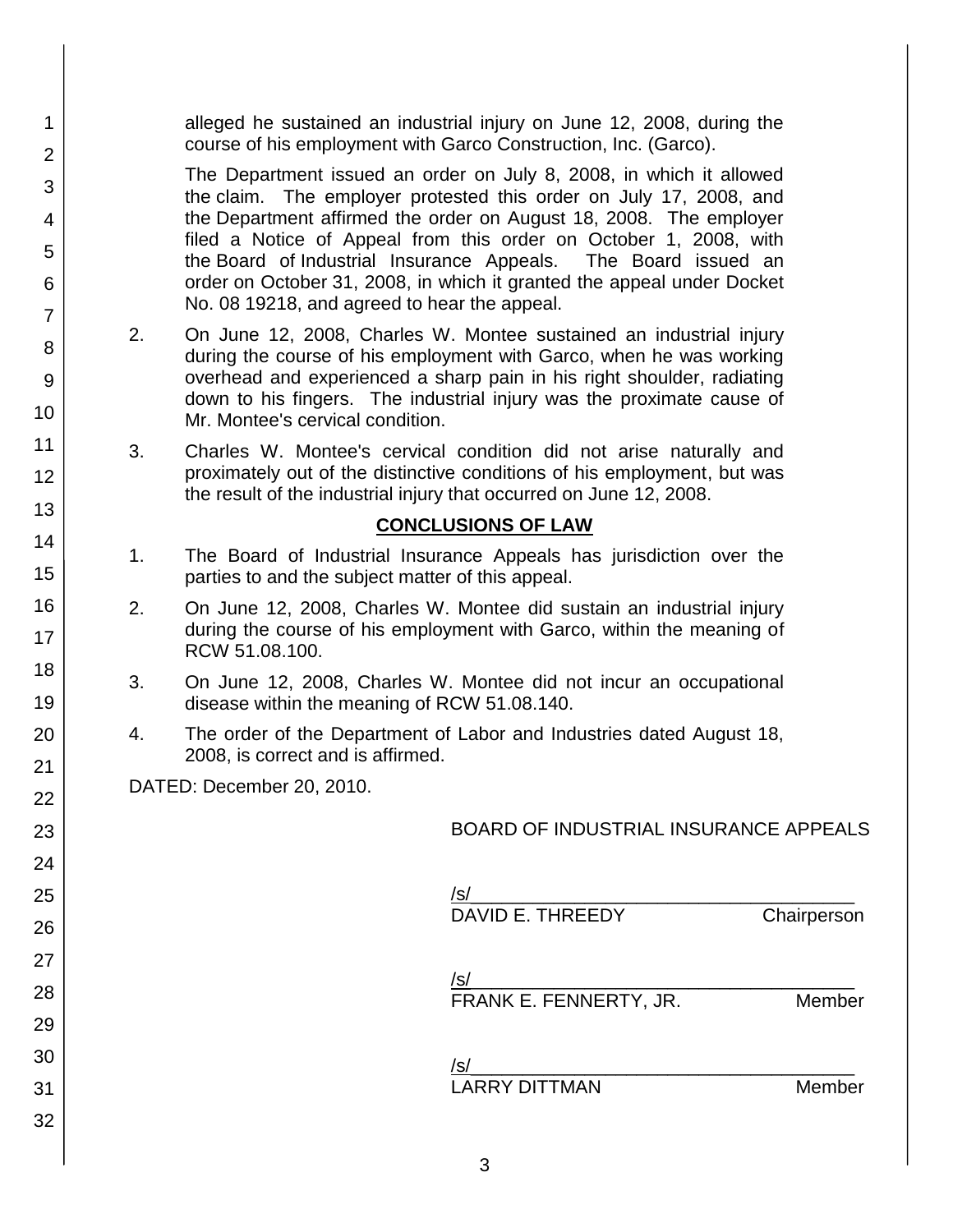alleged he sustained an industrial injury on June 12, 2008, during the course of his employment with Garco Construction, Inc. (Garco).

The Department issued an order on July 8, 2008, in which it allowed the claim. The employer protested this order on July 17, 2008, and the Department affirmed the order on August 18, 2008. The employer filed a Notice of Appeal from this order on October 1, 2008, with the Board of Industrial Insurance Appeals. The Board issued an order on October 31, 2008, in which it granted the appeal under Docket No. 08 19218, and agreed to hear the appeal.

2. On June 12, 2008, Charles W. Montee sustained an industrial injury during the course of his employment with Garco, when he was working overhead and experienced a sharp pain in his right shoulder, radiating down to his fingers. The industrial injury was the proximate cause of Mr. Montee's cervical condition.

3. Charles W. Montee's cervical condition did not arise naturally and proximately out of the distinctive conditions of his employment, but was the result of the industrial injury that occurred on June 12, 2008.

## CONCLUSIONS OF LAW

1. The Board of Industrial Insurance Appeals has jurisdiction over the parties to and the subject matter of this appeal.

2. On June 12, 2008, Charles W. Montee did sustain an industrial injury during the course of his employment with Garco, within the meaning of RCW 51.08.100.

3. On June 12, 2008, Charles W. Montee did not incur an occupational disease within the meaning of RCW 51.08.140.

4. The order of the Department of Labor and Industries dated August 18, 2008, is correct and is affirmed.

DATED: December 20, 2010.

BOARD OF INDUSTRIAL INSURANCE APPEALS

/s/
DAVID E. THREEDY Chairperson

/s/
FRANK E. FENNERTY, JR. Member

/s/
LARRY DITTMAN Member